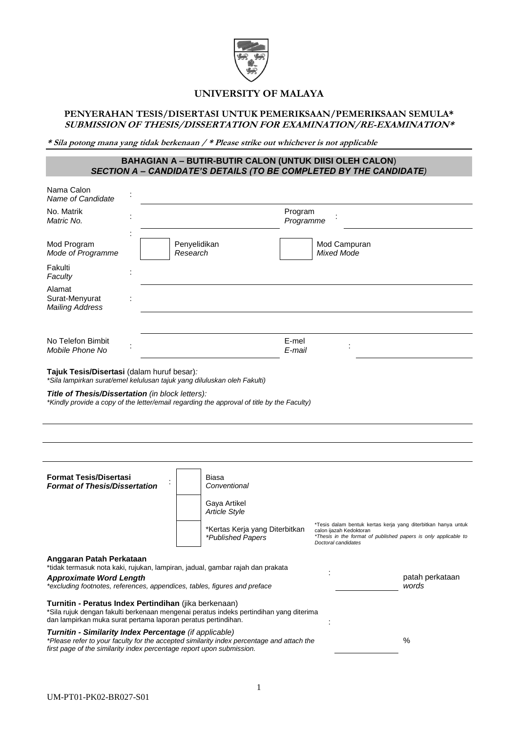# UNIVERSITY OF MALAYA

## PENYERAHAN TESIS/DISERTASI UNTUK PEMERIKSAAN/PEMERIKSAAN SEMULA*
## *SUBMISSION OF THESIS/DISSERTATION FOR EXAMINATION/RE-EXAMINATION**

***\* Sila potong mana yang tidak berkenaan / \* Please strike out whichever is not applicable***

### BAHAGIAN A – BUTIR-BUTIR CALON (UNTUK DIISI OLEH CALON)
### *SECTION A – CANDIDATE'S DETAILS (TO BE COMPLETED BY THE CANDIDATE)*

Nama Calon / *Name of Candidate* : ______________________________

No. Matrik / *Matric No.* : ______________ Program / *Programme* : ______________

Mod Program / *Mode of Programme* : ☐ Penyelidikan / *Research* ☐ Mod Campuran / *Mixed Mode*

Fakulti / *Faculty* : ______________________________

Alamat Surat-Menyurat / *Mailing Address* : ______________________________

______________________________

No Telefon Bimbit / *Mobile Phone No* : ______________ E-mel / *E-mail* : ______________

**Tajuk Tesis/Disertasi** (dalam huruf besar)*:*
*\*Sila lampirkan surat/emel kelulusan tajuk yang diluluskan oleh Fakulti)*

***Title of Thesis/Dissertation** (in block letters):*
*\*Kindly provide a copy of the letter/email regarding the approval of title by the Faculty)*

______________________________

______________________________

______________________________

**Format Tesis/Disertasi** / ***Format of Thesis/Dissertation*** :

☐ Biasa / *Conventional*

☐ Gaya Artikel / *Article Style*

☐ \*Kertas Kerja yang Diterbitkan / *\*Published Papers*

\*Tesis dalam bentuk kertas kerja yang diterbitkan hanya untuk calon ijazah Kedoktoran
*\*Thesis in the format of published papers is only applicable to Doctoral candidates*

**Anggaran Patah Perkataan**
\*tidak termasuk nota kaki, rujukan, lampiran, jadual, gambar rajah dan prakata

***Approximate Word Length***
*\*excluding footnotes, references, appendices, tables, figures and preface*

: ______________ patah perkataan / *words*

**Turnitin - Peratus Index Pertindihan** (jika berkenaan)
\*Sila rujuk dengan fakulti berkenaan mengenai peratus indeks pertindihan yang diterima dan lampirkan muka surat pertama laporan peratus pertindihan.

***Turnitin - Similarity Index Percentage** (if applicable)*
*\*Please refer to your faculty for the accepted similarity index percentage and attach the first page of the similarity index percentage report upon submission.*

: ______________ %

UM-PT01-PK02-BR027-S01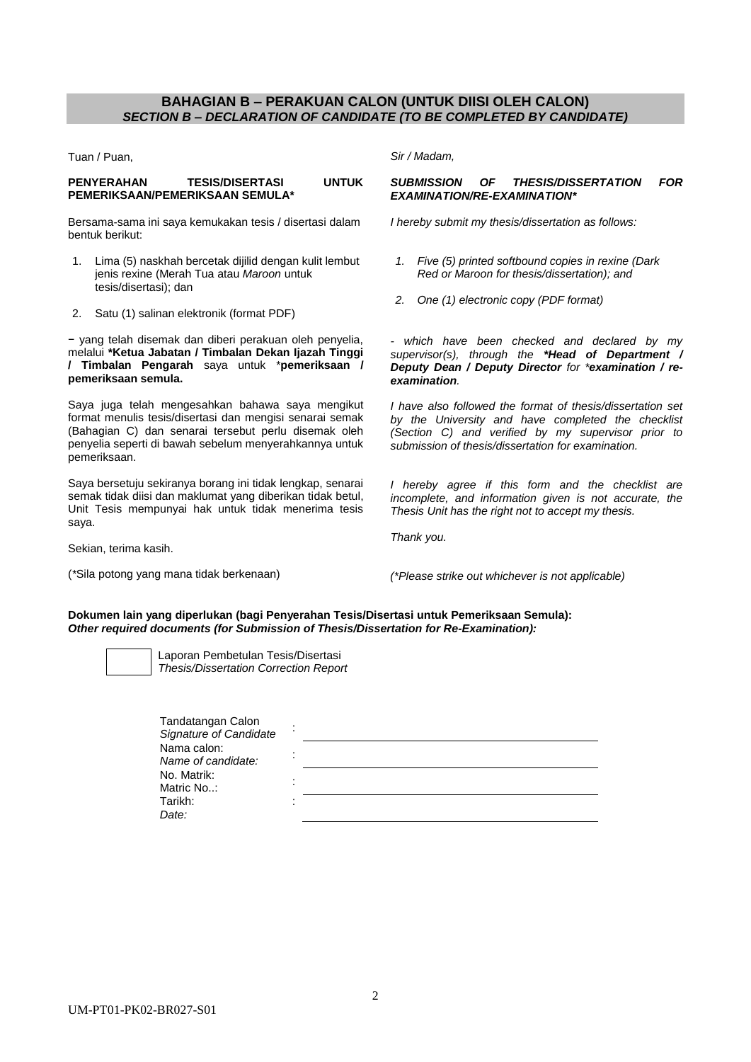## BAHAGIAN B – PERAKUAN CALON (UNTUK DIISI OLEH CALON)
## *SECTION B – DECLARATION OF CANDIDATE (TO BE COMPLETED BY CANDIDATE)*

Tuan / Puan,

**PENYERAHAN TESIS/DISERTASI UNTUK PEMERIKSAAN/PEMERIKSAAN SEMULA***

Bersama-sama ini saya kemukakan tesis / disertasi dalam bentuk berikut:

1. Lima (5) naskhah bercetak dijilid dengan kulit lembut jenis rexine (Merah Tua atau *Maroon* untuk tesis/disertasi); dan
2. Satu (1) salinan elektronik (format PDF)

− yang telah disemak dan diberi perakuan oleh penyelia, melalui ***Ketua Jabatan / Timbalan Dekan Ijazah Tinggi / Timbalan Pengarah** saya untuk ***pemeriksaan / pemeriksaan semula.**

Saya juga telah mengesahkan bahawa saya mengikut format menulis tesis/disertasi dan mengisi senarai semak (Bahagian C) dan senarai tersebut perlu disemak oleh penyelia seperti di bawah sebelum menyerahkannya untuk pemeriksaan.

Saya bersetuju sekiranya borang ini tidak lengkap, senarai semak tidak diisi dan maklumat yang diberikan tidak betul, Unit Tesis mempunyai hak untuk tidak menerima tesis saya.

Sekian, terima kasih.

(*Sila potong yang mana tidak berkenaan)

*Sir / Madam,*

***SUBMISSION OF THESIS/DISSERTATION FOR EXAMINATION/RE-EXAMINATION****

*I hereby submit my thesis/dissertation as follows:*

1. *Five (5) printed softbound copies in rexine (Dark Red or Maroon for thesis/dissertation); and*
2. *One (1) electronic copy (PDF format)*

*- which have been checked and declared by my supervisor(s), through the* ***\*Head of Department / Deputy Dean / Deputy Director*** *for \****examination / re-examination***.

*I have also followed the format of thesis/dissertation set by the University and have completed the checklist (Section C) and verified by my supervisor prior to submission of thesis/dissertation for examination.*

*I hereby agree if this form and the checklist are incomplete, and information given is not accurate, the Thesis Unit has the right not to accept my thesis.*

*Thank you.*

*(\*Please strike out whichever is not applicable)*

**Dokumen lain yang diperlukan (bagi Penyerahan Tesis/Disertasi untuk Pemeriksaan Semula):**
***Other required documents (for Submission of Thesis/Dissertation for Re-Examination):***

☐ Laporan Pembetulan Tesis/Disertasi
*Thesis/Dissertation Correction Report*

| | | |
|---|---|---|
| Tandatangan Calon<br>*Signature of Candidate* | : | ______________________ |
| Nama calon:<br>*Name of candidate:* | : | ______________________ |
| No. Matrik:<br>Matric No..: | : | ______________________ |
| Tarikh:<br>*Date:* | : | ______________________ |

UM-PT01-PK02-BR027-S01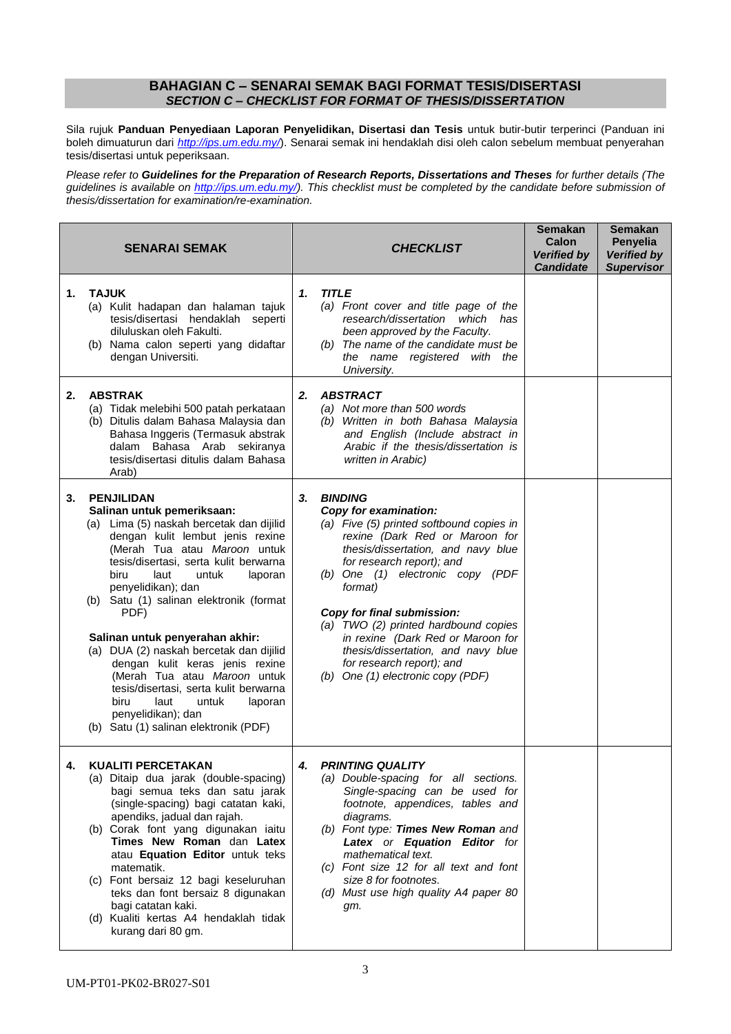## BAHAGIAN C – SENARAI SEMAK BAGI FORMAT TESIS/DISERTASI
### *SECTION C – CHECKLIST FOR FORMAT OF THESIS/DISSERTATION*

Sila rujuk **Panduan Penyediaan Laporan Penyelidikan, Disertasi dan Tesis** untuk butir-butir terperinci (Panduan ini boleh dimuaturun dari *http://ips.um.edu.my/*). Senarai semak ini hendaklah disi oleh calon sebelum membuat penyerahan tesis/disertasi untuk peperiksaan.

*Please refer to **Guidelines for the Preparation of Research Reports, Dissertations and Theses** for further details (The guidelines is available on http://ips.um.edu.my/). This checklist must be completed by the candidate before submission of thesis/dissertation for examination/re-examination.*

| **SENARAI SEMAK** | ***CHECKLIST*** | **Semakan Calon** ***Verified by Candidate*** | **Semakan Penyelia** ***Verified by Supervisor*** |
|---|---|---|---|
| **1. TAJUK**<br>(a) Kulit hadapan dan halaman tajuk tesis/disertasi hendaklah seperti diluluskan oleh Fakulti.<br>(b) Nama calon seperti yang didaftar dengan Universiti. | ***1. TITLE***<br>*(a) Front cover and title page of the research/dissertation which has been approved by the Faculty.*<br>*(b) The name of the candidate must be the name registered with the University.* | | |
| **2. ABSTRAK**<br>(a) Tidak melebihi 500 patah perkataan<br>(b) Ditulis dalam Bahasa Malaysia dan Bahasa Inggeris (Termasuk abstrak dalam Bahasa Arab sekiranya tesis/disertasi ditulis dalam Bahasa Arab) | ***2. ABSTRACT***<br>*(a) Not more than 500 words*<br>*(b) Written in both Bahasa Malaysia and English (Include abstract in Arabic if the thesis/dissertation is written in Arabic)* | | |
| **3. PENJILIDAN**<br>**Salinan untuk pemeriksaan:**<br>(a) Lima (5) naskah bercetak dan dijilid dengan kulit lembut jenis rexine (Merah Tua atau *Maroon* untuk tesis/disertasi, serta kulit berwarna biru laut untuk laporan penyelidikan); dan<br>(b) Satu (1) salinan elektronik (format PDF)<br><br>**Salinan untuk penyerahan akhir:**<br>(a) DUA (2) naskah bercetak dan dijilid dengan kulit keras jenis rexine (Merah Tua atau *Maroon* untuk tesis/disertasi, serta kulit berwarna biru laut untuk laporan penyelidikan); dan<br>(b) Satu (1) salinan elektronik (PDF) | ***3. BINDING***<br>***Copy for examination:***<br>*(a) Five (5) printed softbound copies in rexine (Dark Red or Maroon for thesis/dissertation, and navy blue for research report); and*<br>*(b) One (1) electronic copy (PDF format)*<br><br>***Copy for final submission:***<br>*(a) TWO (2) printed hardbound copies in rexine (Dark Red or Maroon for thesis/dissertation, and navy blue for research report); and*<br>*(b) One (1) electronic copy (PDF)* | | |
| **4. KUALITI PERCETAKAN**<br>(a) Ditaip dua jarak (double-spacing) bagi semua teks dan satu jarak (single-spacing) bagi catatan kaki, apendiks, jadual dan rajah.<br>(b) Corak font yang digunakan iaitu **Times New Roman** dan **Latex** atau **Equation Editor** untuk teks matematik.<br>(c) Font bersaiz 12 bagi keseluruhan teks dan font bersaiz 8 digunakan bagi catatan kaki.<br>(d) Kualiti kertas A4 hendaklah tidak kurang dari 80 gm. | ***4. PRINTING QUALITY***<br>*(a) Double-spacing for all sections. Single-spacing can be used for footnote, appendices, tables and diagrams.*<br>*(b) Font type: **Times New Roman** and **Latex** or **Equation Editor** for mathematical text.*<br>*(c) Font size 12 for all text and font size 8 for footnotes.*<br>*(d) Must use high quality A4 paper 80 gm.* | | |

UM-PT01-PK02-BR027-S01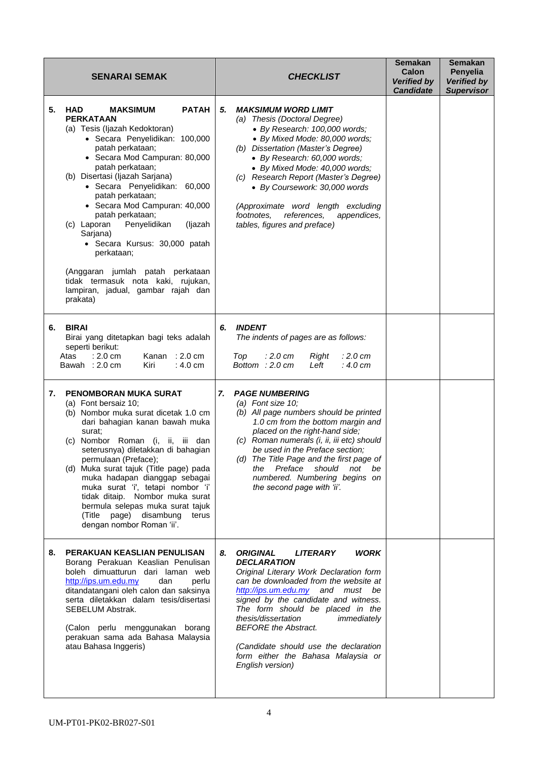| **SENARAI SEMAK** | ***CHECKLIST*** | **Semakan Calon** ***Verified by Candidate*** | **Semakan Penyelia** ***Verified by Supervisor*** |
|---|---|---|---|
| **5. HAD MAKSIMUM PATAH PERKATAAN**<br>(a) Tesis (Ijazah Kedoktoran)<br>• Secara Penyelidikan: 100,000 patah perkataan;<br>• Secara Mod Campuran: 80,000 patah perkataan;<br>(b) Disertasi (Ijazah Sarjana)<br>• Secara Penyelidikan: 60,000 patah perkataan;<br>• Secara Mod Campuran: 40,000 patah perkataan;<br>(c) Laporan Penyelidikan (Ijazah Sarjana)<br>• Secara Kursus: 30,000 patah perkataan;<br><br>(Anggaran jumlah patah perkataan tidak termasuk nota kaki, rujukan, lampiran, jadual, gambar rajah dan prakata) | ***5. MAKSIMUM WORD LIMIT***<br>*(a) Thesis (Doctoral Degree)*<br>*• By Research: 100,000 words;*<br>*• By Mixed Mode: 80,000 words;*<br>*(b) Dissertation (Master's Degree)*<br>*• By Research: 60,000 words;*<br>*• By Mixed Mode: 40,000 words;*<br>*(c) Research Report (Master's Degree)*<br>*• By Coursework: 30,000 words*<br><br>*(Approximate word length excluding footnotes, references, appendices, tables, figures and preface)* | | |
| **6. BIRAI**<br>Birai yang ditetapkan bagi teks adalah seperti berikut:<br>Atas : 2.0 cm Kanan : 2.0 cm<br>Bawah : 2.0 cm Kiri : 4.0 cm | ***6. INDENT***<br>*The indents of pages are as follows:*<br>*Top : 2.0 cm Right : 2.0 cm*<br>*Bottom : 2.0 cm Left : 4.0 cm* | | |
| **7. PENOMBORAN MUKA SURAT**<br>(a) Font bersaiz 10;<br>(b) Nombor muka surat dicetak 1.0 cm dari bahagian kanan bawah muka surat;<br>(c) Nombor Roman (i, ii, iii dan seterusnya) diletakkan di bahagian permulaan (Preface);<br>(d) Muka surat tajuk (Title page) pada muka hadapan dianggap sebagai muka surat 'i', tetapi nombor 'i' tidak ditaip. Nombor muka surat bermula selepas muka surat tajuk (Title page) disambung terus dengan nombor Roman 'ii'. | ***7. PAGE NUMBERING***<br>*(a) Font size 10;*<br>*(b) All page numbers should be printed 1.0 cm from the bottom margin and placed on the right-hand side;*<br>*(c) Roman numerals (i, ii, iii etc) should be used in the Preface section;*<br>*(d) The Title Page and the first page of the Preface should not be numbered. Numbering begins on the second page with 'ii'.* | | |
| **8. PERAKUAN KEASLIAN PENULISAN**<br>Borang Perakuan Keaslian Penulisan boleh dimuatturun dari laman web http://ips.um.edu.my dan perlu ditandatangani oleh calon dan saksinya serta diletakkan dalam tesis/disertasi SEBELUM Abstrak.<br><br>(Calon perlu menggunakan borang perakuan sama ada Bahasa Malaysia atau Bahasa Inggeris) | ***8. ORIGINAL LITERARY WORK DECLARATION***<br>*Original Literary Work Declaration form can be downloaded from the website at http://ips.um.edu.my and must be signed by the candidate and witness. The form should be placed in the thesis/dissertation immediately BEFORE the Abstract.*<br><br>*(Candidate should use the declaration form either the Bahasa Malaysia or English version)* | | |

UM-PT01-PK02-BR027-S01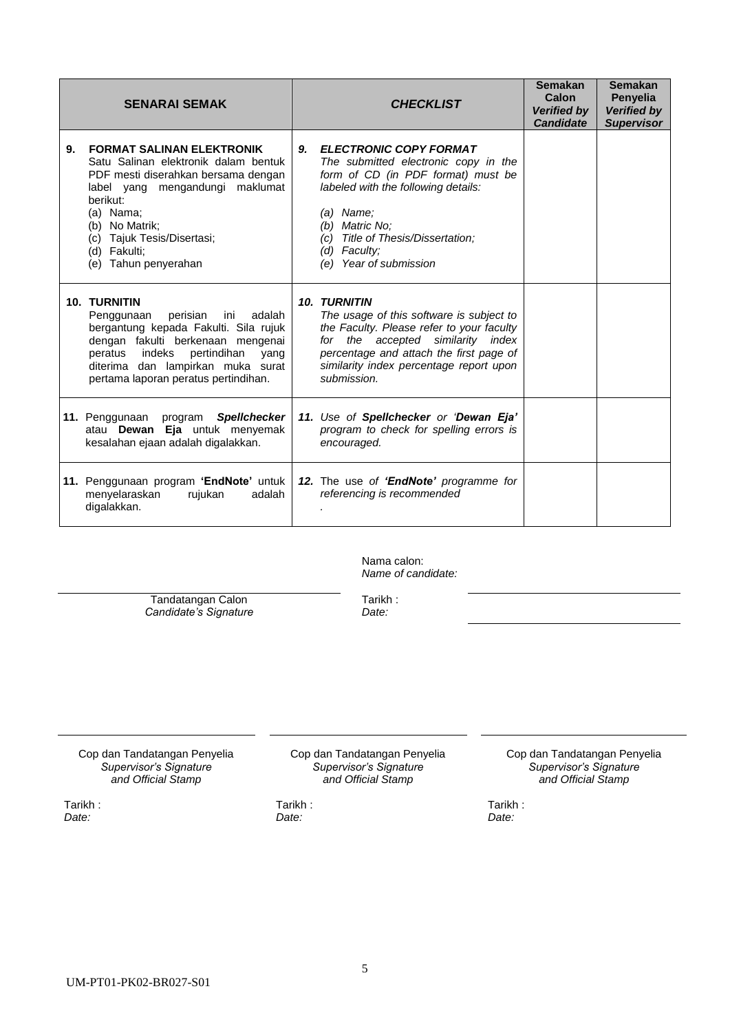| **SENARAI SEMAK** | ***CHECKLIST*** | **Semakan Calon** ***Verified by Candidate*** | **Semakan Penyelia** ***Verified by Supervisor*** |
|---|---|---|---|
| **9. FORMAT SALINAN ELEKTRONIK** Satu Salinan elektronik dalam bentuk PDF mesti diserahkan bersama dengan label yang mengandungi maklumat berikut: (a) Nama; (b) No Matrik; (c) Tajuk Tesis/Disertasi; (d) Fakulti; (e) Tahun penyerahan | ***9. ELECTRONIC COPY FORMAT*** *The submitted electronic copy in the form of CD (in PDF format) must be labeled with the following details:* *(a) Name;* *(b) Matric No;* *(c) Title of Thesis/Dissertation;* *(d) Faculty;* *(e) Year of submission* | | |
| **10. TURNITIN** Penggunaan perisian ini adalah bergantung kepada Fakulti. Sila rujuk dengan fakulti berkenaan mengenai peratus indeks pertindihan yang diterima dan lampirkan muka surat pertama laporan peratus pertindihan. | ***10. TURNITIN*** *The usage of this software is subject to the Faculty. Please refer to your faculty for the accepted similarity index percentage and attach the first page of similarity index percentage report upon submission.* | | |
| **11.** Penggunaan program ***Spellchecker*** atau **Dewan Eja** untuk menyemak kesalahan ejaan adalah digalakkan. | ***11.*** *Use of **Spellchecker** or '**Dewan Eja'** program to check for spelling errors is encouraged.* | | |
| **11.** Penggunaan program **'EndNote'** untuk menyelaraskan rujukan adalah digalakkan. | ***12.*** The use *of **'EndNote'** programme for referencing is recommended* . | | |

Nama calon:
*Name of candidate:*

Tandatangan Calon
*Candidate's Signature*

Tarikh :
*Date:*

| Cop dan Tandatangan Penyelia *Supervisor's Signature and Official Stamp* | Cop dan Tandatangan Penyelia *Supervisor's Signature and Official Stamp* | Cop dan Tandatangan Penyelia *Supervisor's Signature and Official Stamp* |
|---|---|---|
| Tarikh : *Date:* | Tarikh : *Date:* | Tarikh : *Date:* |

UM-PT01-PK02-BR027-S01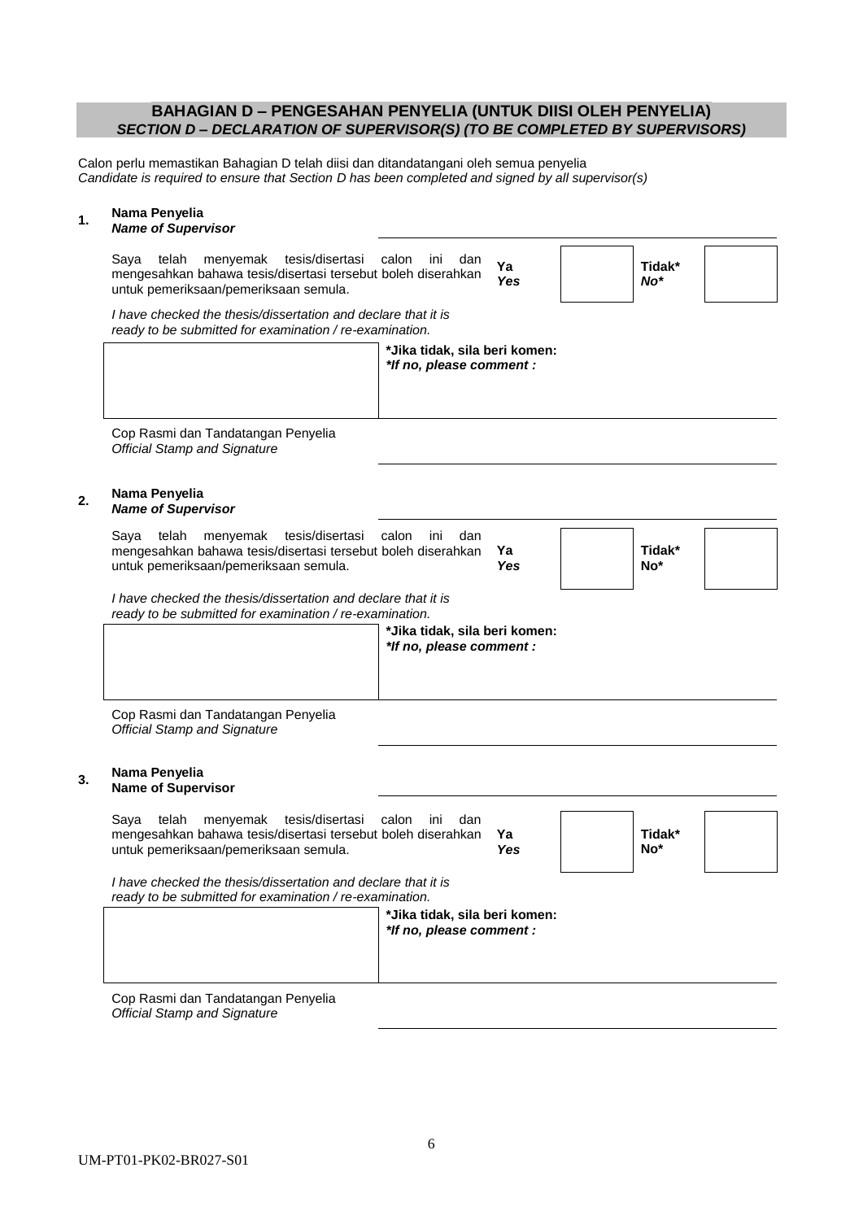## BAHAGIAN D – PENGESAHAN PENYELIA (UNTUK DIISI OLEH PENYELIA)
## *SECTION D – DECLARATION OF SUPERVISOR(S) (TO BE COMPLETED BY SUPERVISORS)*

Calon perlu memastikan Bahagian D telah diisi dan ditandatangani oleh semua penyelia
*Candidate is required to ensure that Section D has been completed and signed by all supervisor(s)*

**1. Nama Penyelia**
***Name of Supervisor***

Saya telah menyemak tesis/disertasi calon ini dan mengesahkan bahawa tesis/disertasi tersebut boleh diserahkan untuk pemeriksaan/pemeriksaan semula.

*I have checked the thesis/dissertation and declare that it is ready to be submitted for examination / re-examination.*

**Ya** ***Yes*** ☐ **Tidak*** ***No**** ☐

***Jika tidak, sila beri komen:**
***\*If no, please comment :***

Cop Rasmi dan Tandatangan Penyelia
*Official Stamp and Signature*

**2. Nama Penyelia**
***Name of Supervisor***

Saya telah menyemak tesis/disertasi calon ini dan mengesahkan bahawa tesis/disertasi tersebut boleh diserahkan untuk pemeriksaan/pemeriksaan semula.

*I have checked the thesis/dissertation and declare that it is ready to be submitted for examination / re-examination.*

**Ya** ***Yes*** ☐ **Tidak*** **No*** ☐

***Jika tidak, sila beri komen:**
***\*If no, please comment :***

Cop Rasmi dan Tandatangan Penyelia
*Official Stamp and Signature*

**3. Nama Penyelia**
**Name of Supervisor**

Saya telah menyemak tesis/disertasi calon ini dan mengesahkan bahawa tesis/disertasi tersebut boleh diserahkan untuk pemeriksaan/pemeriksaan semula.

*I have checked the thesis/dissertation and declare that it is ready to be submitted for examination / re-examination.*

**Ya** ***Yes*** ☐ **Tidak*** **No*** ☐

***Jika tidak, sila beri komen:**
***\*If no, please comment :***

Cop Rasmi dan Tandatangan Penyelia
*Official Stamp and Signature*

UM-PT01-PK02-BR027-S01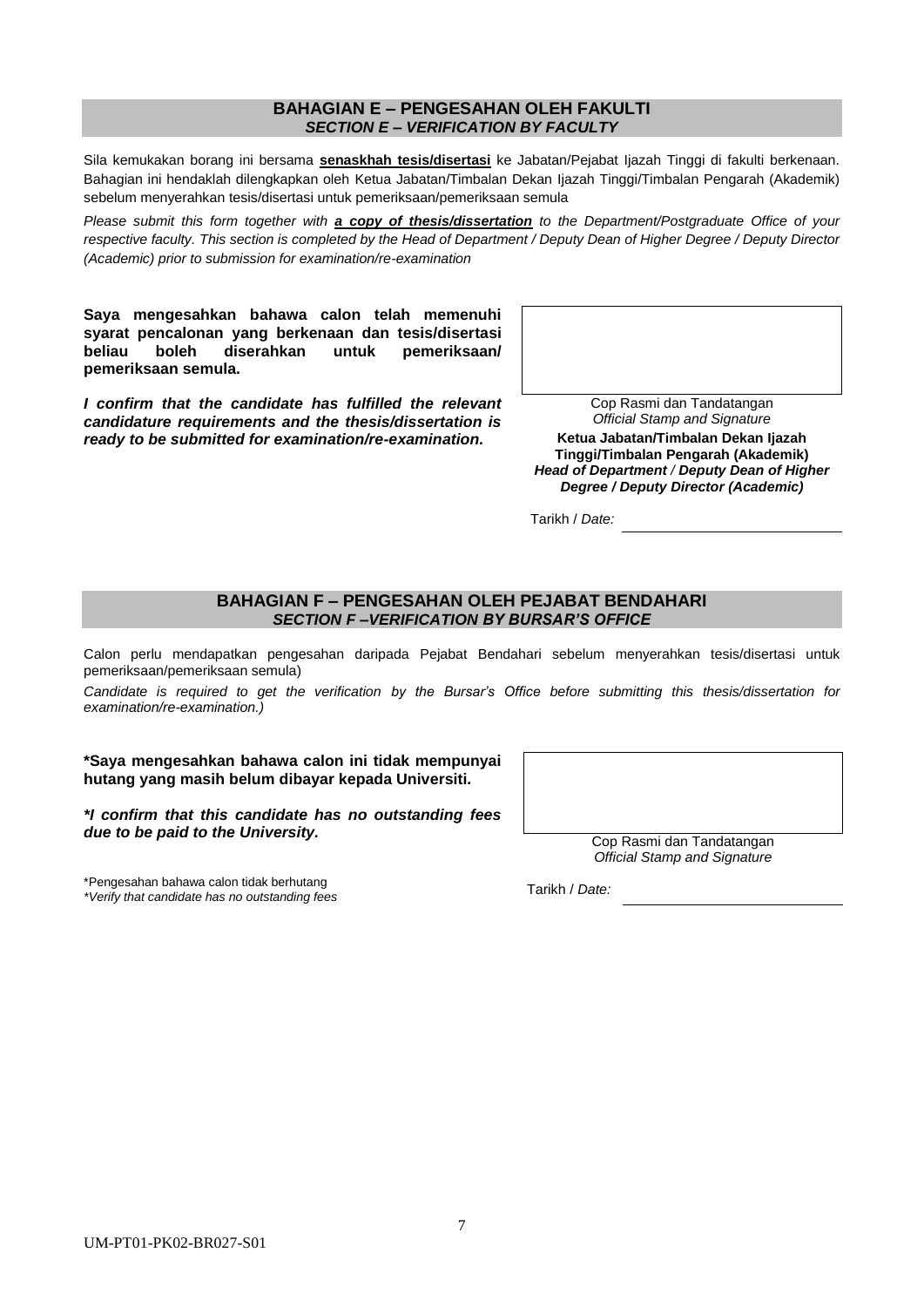## BAHAGIAN E – PENGESAHAN OLEH FAKULTI
### *SECTION E – VERIFICATION BY FACULTY*

Sila kemukakan borang ini bersama **senaskhah tesis/disertasi** ke Jabatan/Pejabat Ijazah Tinggi di fakulti berkenaan. Bahagian ini hendaklah dilengkapkan oleh Ketua Jabatan/Timbalan Dekan Ijazah Tinggi/Timbalan Pengarah (Akademik) sebelum menyerahkan tesis/disertasi untuk pemeriksaan/pemeriksaan semula

*Please submit this form together with **a copy of thesis/dissertation** to the Department/Postgraduate Office of your respective faculty. This section is completed by the Head of Department / Deputy Dean of Higher Degree / Deputy Director (Academic) prior to submission for examination/re-examination*

**Saya mengesahkan bahawa calon telah memenuhi syarat pencalonan yang berkenaan dan tesis/disertasi beliau boleh diserahkan untuk pemeriksaan/ pemeriksaan semula.**

***I confirm that the candidate has fulfilled the relevant candidature requirements and the thesis/dissertation is ready to be submitted for examination/re-examination.***

Cop Rasmi dan Tandatangan
*Official Stamp and Signature*
**Ketua Jabatan/Timbalan Dekan Ijazah Tinggi/Timbalan Pengarah (Akademik)**
***Head of Department / Deputy Dean of Higher Degree / Deputy Director (Academic)***

Tarikh / *Date:* ____________________

## BAHAGIAN F – PENGESAHAN OLEH PEJABAT BENDAHARI
### *SECTION F –VERIFICATION BY BURSAR'S OFFICE*

Calon perlu mendapatkan pengesahan daripada Pejabat Bendahari sebelum menyerahkan tesis/disertasi untuk pemeriksaan/pemeriksaan semula)

*Candidate is required to get the verification by the Bursar's Office before submitting this thesis/dissertation for examination/re-examination.)*

**\*Saya mengesahkan bahawa calon ini tidak mempunyai hutang yang masih belum dibayar kepada Universiti.**

***\*I confirm that this candidate has no outstanding fees due to be paid to the University.***

Cop Rasmi dan Tandatangan
*Official Stamp and Signature*

\*Pengesahan bahawa calon tidak berhutang
*\*Verify that candidate has no outstanding fees*

Tarikh / *Date:* ____________________

UM-PT01-PK02-BR027-S01